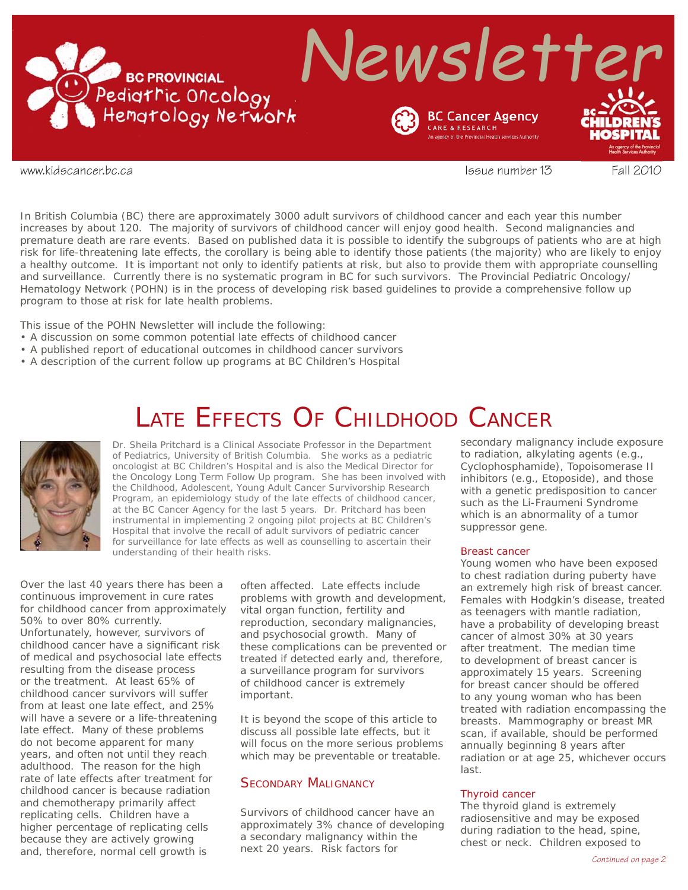# Newsletter

BC PROVINCIAL Pediatric Oncology Hematology Network

BC Cancer Agency CARE & RESEARCH — An agency of the Provincial Health Services Authority

BC Children's Hospital — An agency of the Provincial Health Services Authority

www.kidscancer.bc.ca — Issue number 13 — Fall 2010

In British Columbia (BC) there are approximately 3000 adult survivors of childhood cancer and each year this number increases by about 120. The majority of survivors of childhood cancer will enjoy good health. Second malignancies and premature death are rare events. Based on published data it is possible to identify the subgroups of patients who are at high risk for life-threatening late effects, the corollary is being able to identify those patients (the majority) who are likely to enjoy a healthy outcome. It is important not only to identify patients at risk, but also to provide them with appropriate counselling and surveillance. Currently there is no systematic program in BC for such survivors. The Provincial Pediatric Oncology/Hematology Network (POHN) is in the process of developing risk based guidelines to provide a comprehensive follow up program to those at risk for late health problems.

This issue of the POHN Newsletter will include the following:

- A discussion on some common potential late effects of childhood cancer
- A published report of educational outcomes in childhood cancer survivors
- A description of the current follow up programs at BC Children's Hospital

## Late Effects Of Childhood Cancer

Dr. Sheila Pritchard is a Clinical Associate Professor in the Department of Pediatrics, University of British Columbia. She works as a pediatric oncologist at BC Children's Hospital and is also the Medical Director for the Oncology Long Term Follow Up program. She has been involved with the Childhood, Adolescent, Young Adult Cancer Survivorship Research Program, an epidemiology study of the late effects of childhood cancer, at the BC Cancer Agency for the last 5 years. Dr. Pritchard has been instrumental in implementing 2 ongoing pilot projects at BC Children's Hospital that involve the recall of adult survivors of pediatric cancer for surveillance for late effects as well as counselling to ascertain their understanding of their health risks.

Over the last 40 years there has been a continuous improvement in cure rates for childhood cancer from approximately 50% to over 80% currently. Unfortunately, however, survivors of childhood cancer have a significant risk of medical and psychosocial late effects resulting from the disease process or the treatment. At least 65% of childhood cancer survivors will suffer from at least one late effect, and 25% will have a severe or a life-threatening late effect. Many of these problems do not become apparent for many years, and often not until they reach adulthood. The reason for the high rate of late effects after treatment for childhood cancer is because radiation and chemotherapy primarily affect replicating cells. Children have a higher percentage of replicating cells because they are actively growing and, therefore, normal cell growth is often affected. Late effects include problems with growth and development, vital organ function, fertility and reproduction, secondary malignancies, and psychosocial growth. Many of these complications can be prevented or treated if detected early and, therefore, a surveillance program for survivors of childhood cancer is extremely important.

It is beyond the scope of this article to discuss all possible late effects, but it will focus on the more serious problems which may be preventable or treatable.

### Secondary Malignancy

Survivors of childhood cancer have an approximately 3% chance of developing a secondary malignancy within the next 20 years. Risk factors for secondary malignancy include exposure to radiation, alkylating agents (e.g., Cyclophosphamide), Topoisomerase II inhibitors (e.g., Etoposide), and those with a genetic predisposition to cancer such as the Li-Fraumeni Syndrome which is an abnormality of a tumor suppressor gene.

#### Breast cancer

Young women who have been exposed to chest radiation during puberty have an extremely high risk of breast cancer. Females with Hodgkin's disease, treated as teenagers with mantle radiation, have a probability of developing breast cancer of almost 30% at 30 years after treatment. The median time to development of breast cancer is approximately 15 years. Screening for breast cancer should be offered to any young woman who has been treated with radiation encompassing the breasts. Mammography or breast MR scan, if available, should be performed annually beginning 8 years after radiation or at age 25, whichever occurs last.

#### Thyroid cancer

The thyroid gland is extremely radiosensitive and may be exposed during radiation to the head, spine, chest or neck. Children exposed to

*Continued on page 2*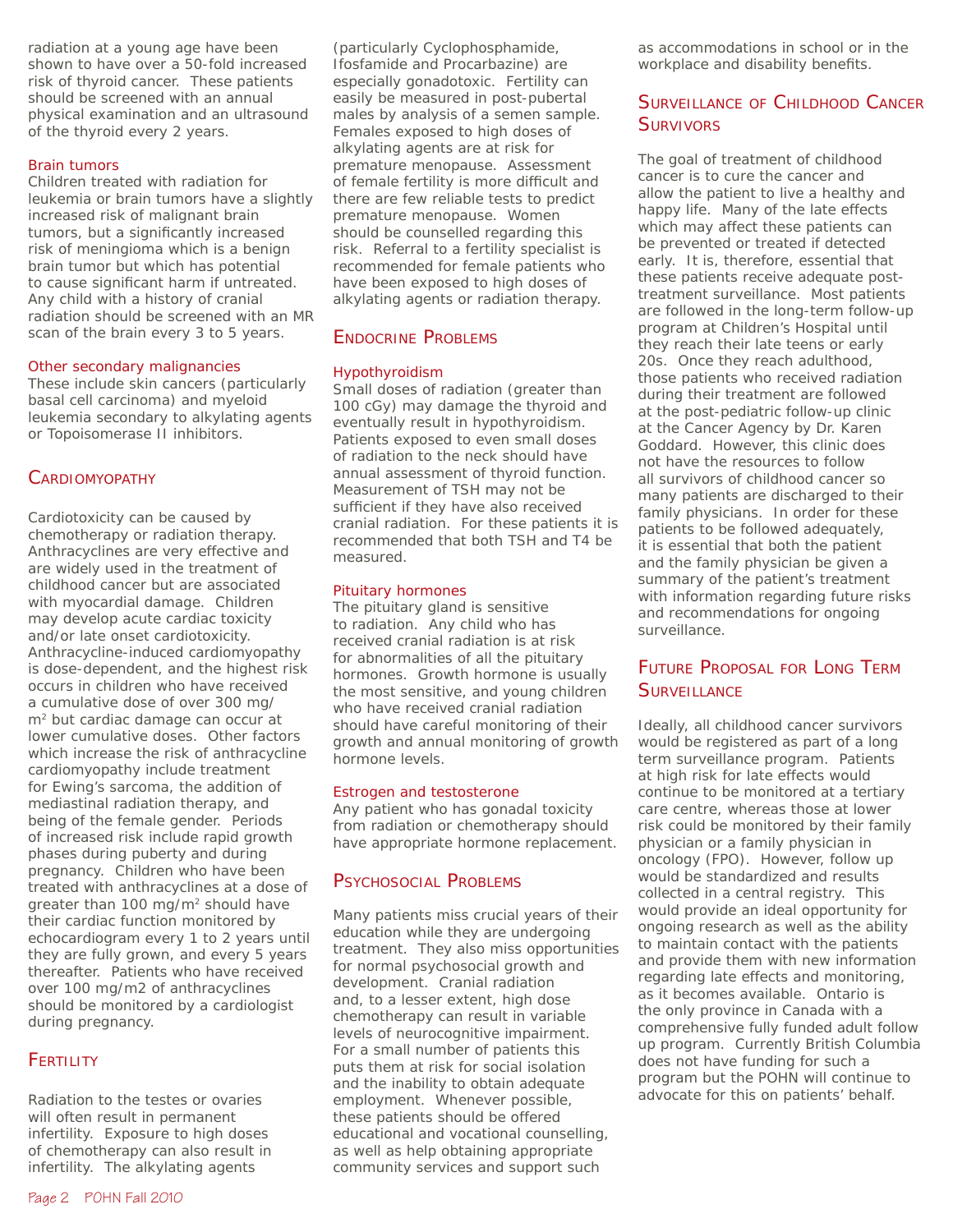radiation at a young age have been shown to have over a 50-fold increased risk of thyroid cancer. These patients should be screened with an annual physical examination and an ultrasound of the thyroid every 2 years.

### Brain tumors

Children treated with radiation for leukemia or brain tumors have a slightly increased risk of malignant brain tumors, but a significantly increased risk of meningioma which is a benign brain tumor but which has potential to cause significant harm if untreated. Any child with a history of cranial radiation should be screened with an MR scan of the brain every 3 to 5 years.

### Other secondary malignancies

These include skin cancers (particularly basal cell carcinoma) and myeloid leukemia secondary to alkylating agents or Topoisomerase II inhibitors.

## Cardiomyopathy

Cardiotoxicity can be caused by chemotherapy or radiation therapy. Anthracyclines are very effective and are widely used in the treatment of childhood cancer but are associated with myocardial damage. Children may develop acute cardiac toxicity and/or late onset cardiotoxicity. Anthracycline-induced cardiomyopathy is dose-dependent, and the highest risk occurs in children who have received a cumulative dose of over 300 mg/m$^2$ but cardiac damage can occur at lower cumulative doses. Other factors which increase the risk of anthracycline cardiomyopathy include treatment for Ewing's sarcoma, the addition of mediastinal radiation therapy, and being of the female gender. Periods of increased risk include rapid growth phases during puberty and during pregnancy. Children who have been treated with anthracyclines at a dose of greater than 100 mg/m$^2$ should have their cardiac function monitored by echocardiogram every 1 to 2 years until they are fully grown, and every 5 years thereafter. Patients who have received over 100 mg/m2 of anthracyclines should be monitored by a cardiologist during pregnancy.

## Fertility

Radiation to the testes or ovaries will often result in permanent infertility. Exposure to high doses of chemotherapy can also result in infertility. The alkylating agents (particularly Cyclophosphamide, Ifosfamide and Procarbazine) are especially gonadotoxic. Fertility can easily be measured in post-pubertal males by analysis of a semen sample. Females exposed to high doses of alkylating agents are at risk for premature menopause. Assessment of female fertility is more difficult and there are few reliable tests to predict premature menopause. Women should be counselled regarding this risk. Referral to a fertility specialist is recommended for female patients who have been exposed to high doses of alkylating agents or radiation therapy.

## Endocrine Problems

### Hypothyroidism

Small doses of radiation (greater than 100 cGy) may damage the thyroid and eventually result in hypothyroidism. Patients exposed to even small doses of radiation to the neck should have annual assessment of thyroid function. Measurement of TSH may not be sufficient if they have also received cranial radiation. For these patients it is recommended that both TSH and T4 be measured.

### Pituitary hormones

The pituitary gland is sensitive to radiation. Any child who has received cranial radiation is at risk for abnormalities of all the pituitary hormones. Growth hormone is usually the most sensitive, and young children who have received cranial radiation should have careful monitoring of their growth and annual monitoring of growth hormone levels.

### Estrogen and testosterone

Any patient who has gonadal toxicity from radiation or chemotherapy should have appropriate hormone replacement.

## Psychosocial Problems

Many patients miss crucial years of their education while they are undergoing treatment. They also miss opportunities for normal psychosocial growth and development. Cranial radiation and, to a lesser extent, high dose chemotherapy can result in variable levels of neurocognitive impairment. For a small number of patients this puts them at risk for social isolation and the inability to obtain adequate employment. Whenever possible, these patients should be offered educational and vocational counselling, as well as help obtaining appropriate community services and support such as accommodations in school or in the workplace and disability benefits.

## Surveillance of Childhood Cancer Survivors

The goal of treatment of childhood cancer is to cure the cancer and allow the patient to live a healthy and happy life. Many of the late effects which may affect these patients can be prevented or treated if detected early. It is, therefore, essential that these patients receive adequate post-treatment surveillance. Most patients are followed in the long-term follow-up program at Children's Hospital until they reach their late teens or early 20s. Once they reach adulthood, those patients who received radiation during their treatment are followed at the post-pediatric follow-up clinic at the Cancer Agency by Dr. Karen Goddard. However, this clinic does not have the resources to follow all survivors of childhood cancer so many patients are discharged to their family physicians. In order for these patients to be followed adequately, it is essential that both the patient and the family physician be given a summary of the patient's treatment with information regarding future risks and recommendations for ongoing surveillance.

## Future Proposal for Long Term Surveillance

Ideally, all childhood cancer survivors would be registered as part of a long term surveillance program. Patients at high risk for late effects would continue to be monitored at a tertiary care centre, whereas those at lower risk could be monitored by their family physician or a family physician in oncology (FPO). However, follow up would be standardized and results collected in a central registry. This would provide an ideal opportunity for ongoing research as well as the ability to maintain contact with the patients and provide them with new information regarding late effects and monitoring, as it becomes available. Ontario is the only province in Canada with a comprehensive fully funded adult follow up program. Currently British Columbia does not have funding for such a program but the POHN will continue to advocate for this on patients' behalf.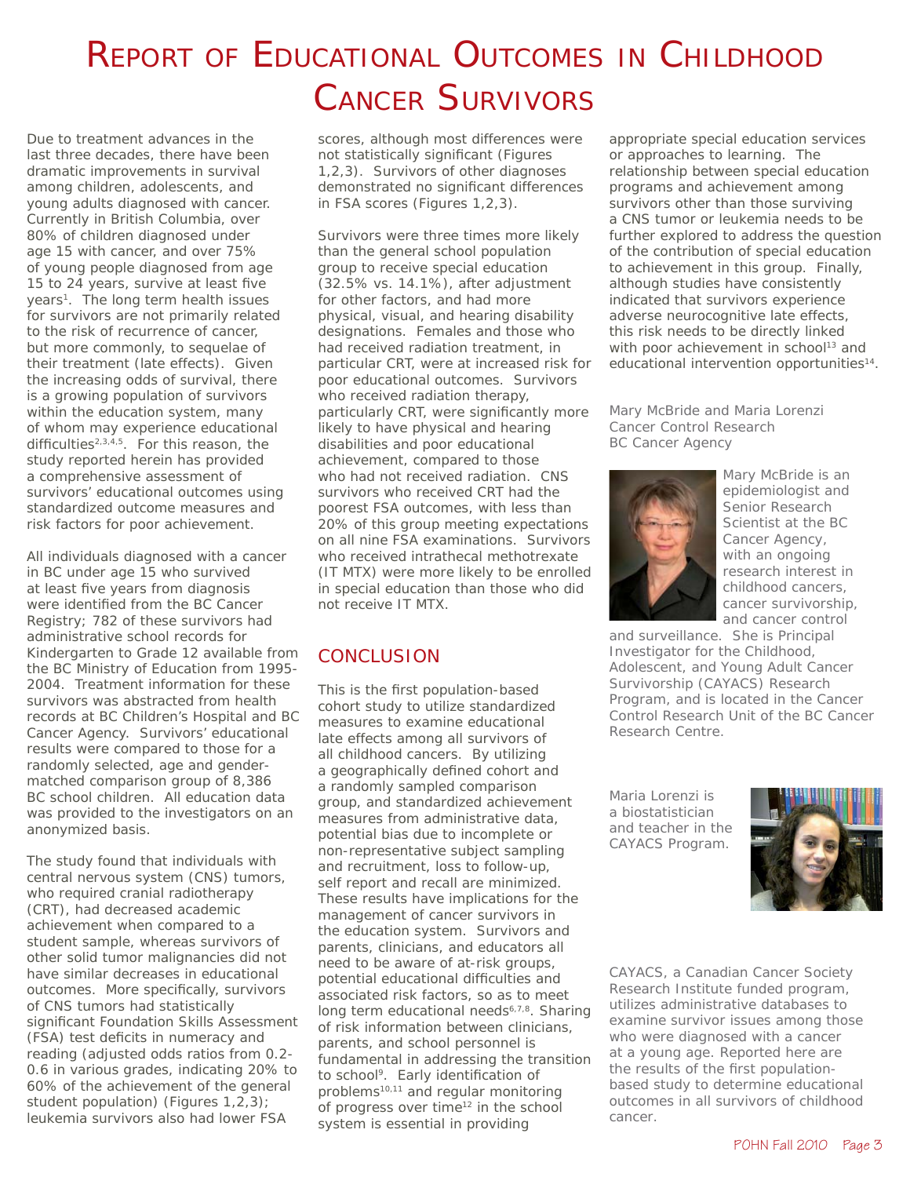# Report of Educational Outcomes in Childhood Cancer Survivors

Due to treatment advances in the last three decades, there have been dramatic improvements in survival among children, adolescents, and young adults diagnosed with cancer. Currently in British Columbia, over 80% of children diagnosed under age 15 with cancer, and over 75% of young people diagnosed from age 15 to 24 years, survive at least five years[1]. The long term health issues for survivors are not primarily related to the risk of recurrence of cancer, but more commonly, to sequelae of their treatment (late effects). Given the increasing odds of survival, there is a growing population of survivors within the education system, many of whom may experience educational difficulties[2,3,4,5]. For this reason, the study reported herein has provided a comprehensive assessment of survivors' educational outcomes using standardized outcome measures and risk factors for poor achievement.

All individuals diagnosed with a cancer in BC under age 15 who survived at least five years from diagnosis were identified from the BC Cancer Registry; 782 of these survivors had administrative school records for Kindergarten to Grade 12 available from the BC Ministry of Education from 1995-2004. Treatment information for these survivors was abstracted from health records at BC Children's Hospital and BC Cancer Agency. Survivors' educational results were compared to those for a randomly selected, age and gender-matched comparison group of 8,386 BC school children. All education data was provided to the investigators on an anonymized basis.

The study found that individuals with central nervous system (CNS) tumors, who required cranial radiotherapy (CRT), had decreased academic achievement when compared to a student sample, whereas survivors of other solid tumor malignancies did not have similar decreases in educational outcomes. More specifically, survivors of CNS tumors had statistically significant Foundation Skills Assessment (FSA) test deficits in numeracy and reading (adjusted odds ratios from 0.2-0.6 in various grades, indicating 20% to 60% of the achievement of the general student population) (Figures 1,2,3); leukemia survivors also had lower FSA scores, although most differences were not statistically significant (Figures 1,2,3). Survivors of other diagnoses demonstrated no significant differences in FSA scores (Figures 1,2,3).

Survivors were three times more likely than the general school population group to receive special education (32.5% vs. 14.1%), after adjustment for other factors, and had more physical, visual, and hearing disability designations. Females and those who had received radiation treatment, in particular CRT, were at increased risk for poor educational outcomes. Survivors who received radiation therapy, particularly CRT, were significantly more likely to have physical and hearing disabilities and poor educational achievement, compared to those who had not received radiation. CNS survivors who received CRT had the poorest FSA outcomes, with less than 20% of this group meeting expectations on all nine FSA examinations. Survivors who received intrathecal methotrexate (IT MTX) were more likely to be enrolled in special education than those who did not receive IT MTX.

## Conclusion

This is the first population-based cohort study to utilize standardized measures to examine educational late effects among all survivors of all childhood cancers. By utilizing a geographically defined cohort and a randomly sampled comparison group, and standardized achievement measures from administrative data, potential bias due to incomplete or non-representative subject sampling and recruitment, loss to follow-up, self report and recall are minimized. These results have implications for the management of cancer survivors in the education system. Survivors and parents, clinicians, and educators all need to be aware of at-risk groups, potential educational difficulties and associated risk factors, so as to meet long term educational needs[6,7,8]. Sharing of risk information between clinicians, parents, and school personnel is fundamental in addressing the transition to school[9]. Early identification of problems[10,11] and regular monitoring of progress over time[12] in the school system is essential in providing appropriate special education services or approaches to learning. The relationship between special education programs and achievement among survivors other than those surviving a CNS tumor or leukemia needs to be further explored to address the question of the contribution of special education to achievement in this group. Finally, although studies have consistently indicated that survivors experience adverse neurocognitive late effects, this risk needs to be directly linked with poor achievement in school[13] and educational intervention opportunities[14].

Mary McBride and Maria Lorenzi
Cancer Control Research
BC Cancer Agency

Mary McBride is an epidemiologist and Senior Research Scientist at the BC Cancer Agency, with an ongoing research interest in childhood cancers, cancer survivorship, and cancer control and surveillance. She is Principal Investigator for the Childhood, Adolescent, and Young Adult Cancer Survivorship (CAYACS) Research Program, and is located in the Cancer Control Research Unit of the BC Cancer Research Centre.

Maria Lorenzi is a biostatistician and teacher in the CAYACS Program.

CAYACS, a Canadian Cancer Society Research Institute funded program, utilizes administrative databases to examine survivor issues among those who were diagnosed with a cancer at a young age. Reported here are the results of the first population-based study to determine educational outcomes in all survivors of childhood cancer.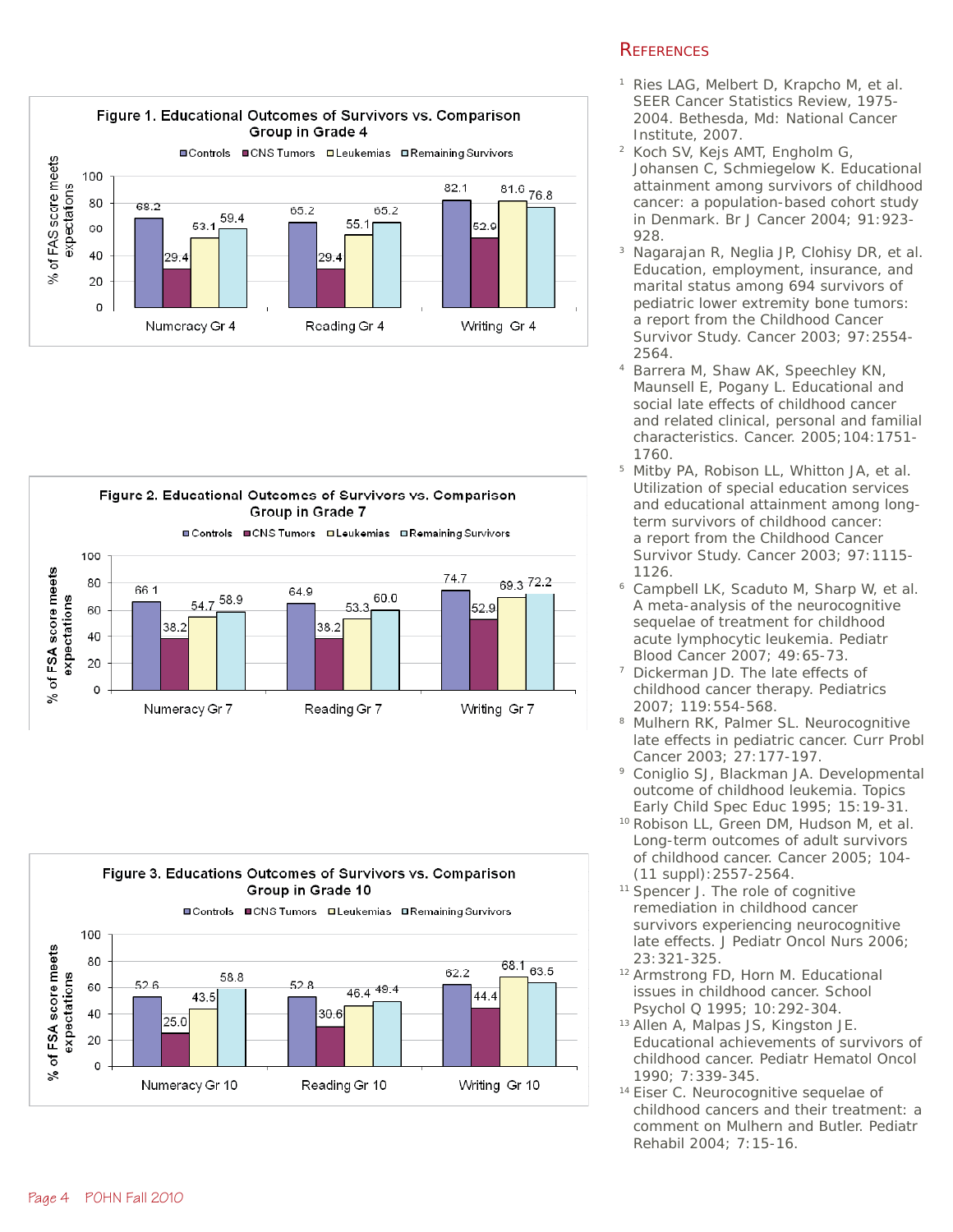**Figure 1. Educational Outcomes of Survivors vs. Comparison Group in Grade 4**

% of FAS score meets expectations

| | Controls | CNS Tumors | Leukemias | Remaining Survivors |
|---|---|---|---|---|
| Numeracy Gr 4 | 68.2 | 29.4 | 53.1 | 59.4 |
| Reading Gr 4 | 65.2 | 29.4 | 55.1 | 65.2 |
| Writing Gr 4 | 82.1 | 52.9 | 81.6 | 76.8 |

**Figure 2. Educational Outcomes of Survivors vs. Comparison Group in Grade 7**

% of FSA score meets expectations

| | Controls | CNS Tumors | Leukemias | Remaining Survivors |
|---|---|---|---|---|
| Numeracy Gr 7 | 66.1 | 38.2 | 54.7 | 58.9 |
| Reading Gr 7 | 64.9 | 38.2 | 53.3 | 60.0 |
| Writing Gr 7 | 74.7 | 52.9 | 69.3 | 72.2 |

**Figure 3. Educations Outcomes of Survivors vs. Comparison Group in Grade 10**

% of FSA score meets expectations

| | Controls | CNS Tumors | Leukemias | Remaining Survivors |
|---|---|---|---|---|
| Numeracy Gr 10 | 52.6 | 25.0 | 43.5 | 58.8 |
| Reading Gr 10 | 52.8 | 30.6 | 46.4 | 49.4 |
| Writing Gr 10 | 62.2 | 44.4 | 68.1 | 63.5 |

## References

1. Ries LAG, Melbert D, Krapcho M, et al. SEER Cancer Statistics Review, 1975-2004. Bethesda, Md: National Cancer Institute, 2007.
2. Koch SV, Kejs AMT, Engholm G, Johansen C, Schmiegelow K. Educational attainment among survivors of childhood cancer: a population-based cohort study in Denmark. Br J Cancer 2004; 91:923-928.
3. Nagarajan R, Neglia JP, Clohisy DR, et al. Education, employment, insurance, and marital status among 694 survivors of pediatric lower extremity bone tumors: a report from the Childhood Cancer Survivor Study. Cancer 2003; 97:2554-2564.
4. Barrera M, Shaw AK, Speechley KN, Maunsell E, Pogany L. Educational and social late effects of childhood cancer and related clinical, personal and familial characteristics. Cancer. 2005;104:1751-1760.
5. Mitby PA, Robison LL, Whitton JA, et al. Utilization of special education services and educational attainment among long-term survivors of childhood cancer: a report from the Childhood Cancer Survivor Study. Cancer 2003; 97:1115-1126.
6. Campbell LK, Scaduto M, Sharp W, et al. A meta-analysis of the neurocognitive sequelae of treatment for childhood acute lymphocytic leukemia. Pediatr Blood Cancer 2007; 49:65-73.
7. Dickerman JD. The late effects of childhood cancer therapy. Pediatrics 2007; 119:554-568.
8. Mulhern RK, Palmer SL. Neurocognitive late effects in pediatric cancer. Curr Probl Cancer 2003; 27:177-197.
9. Coniglio SJ, Blackman JA. Developmental outcome of childhood leukemia. Topics Early Child Spec Educ 1995; 15:19-31.
10. Robison LL, Green DM, Hudson M, et al. Long-term outcomes of adult survivors of childhood cancer. Cancer 2005; 104-(11 suppl):2557-2564.
11. Spencer J. The role of cognitive remediation in childhood cancer survivors experiencing neurocognitive late effects. J Pediatr Oncol Nurs 2006; 23:321-325.
12. Armstrong FD, Horn M. Educational issues in childhood cancer. School Psychol Q 1995; 10:292-304.
13. Allen A, Malpas JS, Kingston JE. Educational achievements of survivors of childhood cancer. Pediatr Hematol Oncol 1990; 7:339-345.
14. Eiser C. Neurocognitive sequelae of childhood cancers and their treatment: a comment on Mulhern and Butler. Pediatr Rehabil 2004; 7:15-16.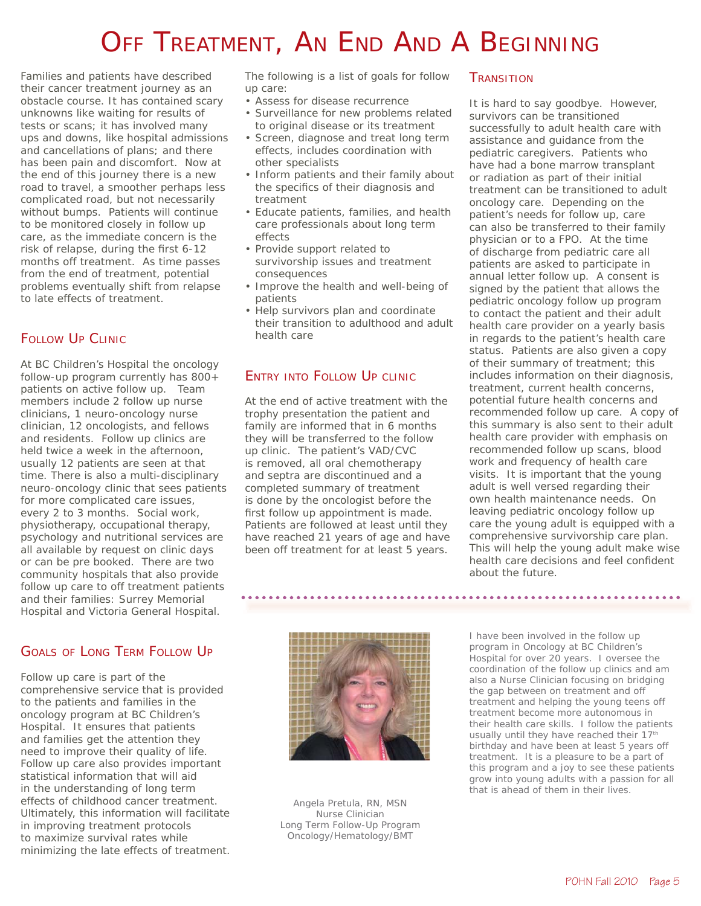# Off Treatment, An End And A Beginning

Families and patients have described their cancer treatment journey as an obstacle course. It has contained scary unknowns like waiting for results of tests or scans; it has involved many ups and downs, like hospital admissions and cancellations of plans; and there has been pain and discomfort. Now at the end of this journey there is a new road to travel, a smoother perhaps less complicated road, but not necessarily without bumps. Patients will continue to be monitored closely in follow up care, as the immediate concern is the risk of relapse, during the first 6-12 months off treatment. As time passes from the end of treatment, potential problems eventually shift from relapse to late effects of treatment.

## Follow Up Clinic

At BC Children's Hospital the oncology follow-up program currently has 800+ patients on active follow up. Team members include 2 follow up nurse clinicians, 1 neuro-oncology nurse clinician, 12 oncologists, and fellows and residents. Follow up clinics are held twice a week in the afternoon, usually 12 patients are seen at that time. There is also a multi-disciplinary neuro-oncology clinic that sees patients for more complicated care issues, every 2 to 3 months. Social work, physiotherapy, occupational therapy, psychology and nutritional services are all available by request on clinic days or can be pre booked. There are two community hospitals that also provide follow up care to off treatment patients and their families: Surrey Memorial Hospital and Victoria General Hospital.

## Goals of Long Term Follow Up

Follow up care is part of the comprehensive service that is provided to the patients and families in the oncology program at BC Children's Hospital. It ensures that patients and families get the attention they need to improve their quality of life. Follow up care also provides important statistical information that will aid in the understanding of long term effects of childhood cancer treatment. Ultimately, this information will facilitate in improving treatment protocols to maximize survival rates while minimizing the late effects of treatment.

The following is a list of goals for follow up care:

- Assess for disease recurrence
- Surveillance for new problems related to original disease or its treatment
- Screen, diagnose and treat long term effects, includes coordination with other specialists
- Inform patients and their family about the specifics of their diagnosis and treatment
- Educate patients, families, and health care professionals about long term effects
- Provide support related to survivorship issues and treatment consequences
- Improve the health and well-being of patients
- Help survivors plan and coordinate their transition to adulthood and adult health care

## Entry into Follow Up clinic

At the end of active treatment with the trophy presentation the patient and family are informed that in 6 months they will be transferred to the follow up clinic. The patient's VAD/CVC is removed, all oral chemotherapy and septra are discontinued and a completed summary of treatment is done by the oncologist before the first follow up appointment is made. Patients are followed at least until they have reached 21 years of age and have been off treatment for at least 5 years.

## Transition

It is hard to say goodbye. However, survivors can be transitioned successfully to adult health care with assistance and guidance from the pediatric caregivers. Patients who have had a bone marrow transplant or radiation as part of their initial treatment can be transitioned to adult oncology care. Depending on the patient's needs for follow up, care can also be transferred to their family physician or to a FPO. At the time of discharge from pediatric care all patients are asked to participate in annual letter follow up. A consent is signed by the patient that allows the pediatric oncology follow up program to contact the patient and their adult health care provider on a yearly basis in regards to the patient's health care status. Patients are also given a copy of their summary of treatment; this includes information on their diagnosis, treatment, current health concerns, potential future health concerns and recommended follow up care. A copy of this summary is also sent to their adult health care provider with emphasis on recommended follow up scans, blood work and frequency of health care visits. It is important that the young adult is well versed regarding their own health maintenance needs. On leaving pediatric oncology follow up care the young adult is equipped with a comprehensive survivorship care plan. This will help the young adult make wise health care decisions and feel confident about the future.

---

Angela Pretula, RN, MSN
Nurse Clinician
Long Term Follow-Up Program
Oncology/Hematology/BMT

I have been involved in the follow up program in Oncology at BC Children's Hospital for over 20 years. I oversee the coordination of the follow up clinics and am also a Nurse Clinician focusing on bridging the gap between on treatment and off treatment and helping the young teens off treatment become more autonomous in their health care skills. I follow the patients usually until they have reached their 17th birthday and have been at least 5 years off treatment. It is a pleasure to be a part of this program and a joy to see these patients grow into young adults with a passion for all that is ahead of them in their lives.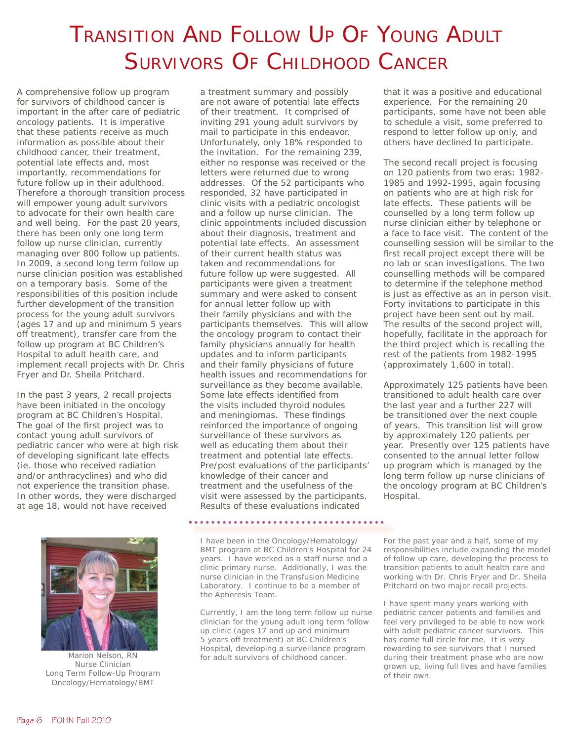# Transition And Follow Up Of Young Adult Survivors Of Childhood Cancer

A comprehensive follow up program for survivors of childhood cancer is important in the after care of pediatric oncology patients. It is imperative that these patients receive as much information as possible about their childhood cancer, their treatment, potential late effects and, most importantly, recommendations for future follow up in their adulthood. Therefore a thorough transition process will empower young adult survivors to advocate for their own health care and well being. For the past 20 years, there has been only one long term follow up nurse clinician, currently managing over 800 follow up patients. In 2009, a second long term follow up nurse clinician position was established on a temporary basis. Some of the responsibilities of this position include further development of the transition process for the young adult survivors (ages 17 and up and minimum 5 years off treatment), transfer care from the follow up program at BC Children's Hospital to adult health care, and implement recall projects with Dr. Chris Fryer and Dr. Sheila Pritchard.

In the past 3 years, 2 recall projects have been initiated in the oncology program at BC Children's Hospital. The goal of the first project was to contact young adult survivors of pediatric cancer who were at high risk of developing significant late effects (ie. those who received radiation and/or anthracyclines) and who did not experience the transition phase. In other words, they were discharged at age 18, would not have received a treatment summary and possibly are not aware of potential late effects of their treatment. It comprised of inviting 291 young adult survivors by mail to participate in this endeavor. Unfortunately, only 18% responded to the invitation. For the remaining 239, either no response was received or the letters were returned due to wrong addresses. Of the 52 participants who responded, 32 have participated in clinic visits with a pediatric oncologist and a follow up nurse clinician. The clinic appointments included discussion about their diagnosis, treatment and potential late effects. An assessment of their current health status was taken and recommendations for future follow up were suggested. All participants were given a treatment summary and were asked to consent for annual letter follow up with their family physicians and with the participants themselves. This will allow the oncology program to contact their family physicians annually for health updates and to inform participants and their family physicians of future health issues and recommendations for surveillance as they become available. Some late effects identified from the visits included thyroid nodules and meningiomas. These findings reinforced the importance of ongoing surveillance of these survivors as well as educating them about their treatment and potential late effects. Pre/post evaluations of the participants' knowledge of their cancer and treatment and the usefulness of the visit were assessed by the participants. Results of these evaluations indicated that it was a positive and educational experience. For the remaining 20 participants, some have not been able to schedule a visit, some preferred to respond to letter follow up only, and others have declined to participate.

The second recall project is focusing on 120 patients from two eras; 1982-1985 and 1992-1995, again focusing on patients who are at high risk for late effects. These patients will be counselled by a long term follow up nurse clinician either by telephone or a face to face visit. The content of the counselling session will be similar to the first recall project except there will be no lab or scan investigations. The two counselling methods will be compared to determine if the telephone method is just as effective as an in person visit. Forty invitations to participate in this project have been sent out by mail. The results of the second project will, hopefully, facilitate in the approach for the third project which is recalling the rest of the patients from 1982-1995 (approximately 1,600 in total).

Approximately 125 patients have been transitioned to adult health care over the last year and a further 227 will be transitioned over the next couple of years. This transition list will grow by approximately 120 patients per year. Presently over 125 patients have consented to the annual letter follow up program which is managed by the long term follow up nurse clinicians of the oncology program at BC Children's Hospital.

Marion Nelson, RN
Nurse Clinician
Long Term Follow-Up Program
Oncology/Hematology/BMT

I have been in the Oncology/Hematology/BMT program at BC Children's Hospital for 24 years. I have worked as a staff nurse and a clinic primary nurse. Additionally, I was the nurse clinician in the Transfusion Medicine Laboratory. I continue to be a member of the Apheresis Team.

Currently, I am the long term follow up nurse clinician for the young adult long term follow up clinic (ages 17 and up and minimum 5 years off treatment) at BC Children's Hospital, developing a surveillance program for adult survivors of childhood cancer.

For the past year and a half, some of my responsibilities include expanding the model of follow up care, developing the process to transition patients to adult health care and working with Dr. Chris Fryer and Dr. Sheila Pritchard on two major recall projects.

I have spent many years working with pediatric cancer patients and families and feel very privileged to be able to now work with adult pediatric cancer survivors. This has come full circle for me. It is very rewarding to see survivors that I nursed during their treatment phase who are now grown up, living full lives and have families of their own.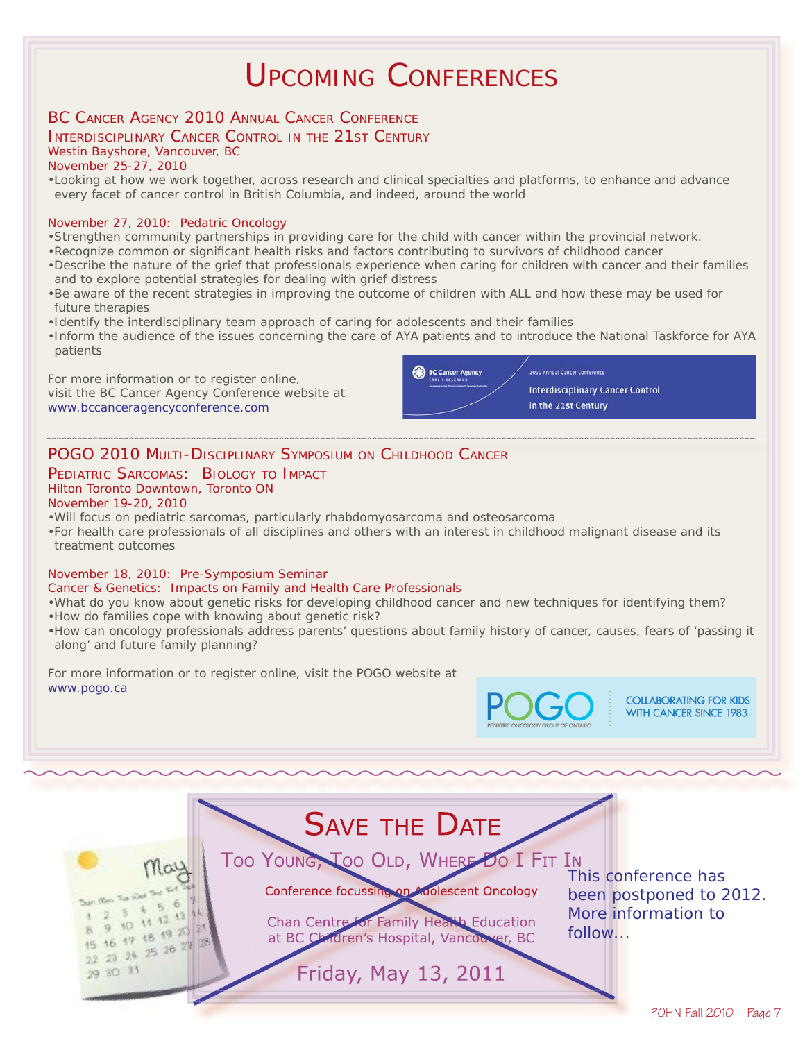# Upcoming Conferences

## BC Cancer Agency 2010 Annual Cancer Conference

### Interdisciplinary Cancer Control in the 21st Century

Westin Bayshore, Vancouver, BC
November 25-27, 2010

- Looking at how we work together, across research and clinical specialties and platforms, to enhance and advance every facet of cancer control in British Columbia, and indeed, around the world

November 27, 2010: Pediatric Oncology

- Strengthen community partnerships in providing care for the child with cancer within the provincial network.
- Recognize common or significant health risks and factors contributing to survivors of childhood cancer
- Describe the nature of the grief that professionals experience when caring for children with cancer and their families and to explore potential strategies for dealing with grief distress
- Be aware of the recent strategies in improving the outcome of children with ALL and how these may be used for future therapies
- Identify the interdisciplinary team approach of caring for adolescents and their families
- Inform the audience of the issues concerning the care of AYA patients and to introduce the National Taskforce for AYA patients

For more information or to register online, visit the BC Cancer Agency Conference website at www.bccanceragencyconference.com

BC Cancer Agency — 2010 Annual Cancer Conference — Interdisciplinary Cancer Control in the 21st Century

## POGO 2010 Multi-Disciplinary Symposium on Childhood Cancer

### Pediatric Sarcomas: Biology to Impact

Hilton Toronto Downtown, Toronto ON
November 19-20, 2010

- Will focus on pediatric sarcomas, particularly rhabdomyosarcoma and osteosarcoma
- For health care professionals of all disciplines and others with an interest in childhood malignant disease and its treatment outcomes

November 18, 2010: Pre-Symposium Seminar
Cancer & Genetics: Impacts on Family and Health Care Professionals

- What do you know about genetic risks for developing childhood cancer and new techniques for identifying them?
- How do families cope with knowing about genetic risk?
- How can oncology professionals address parents' questions about family history of cancer, causes, fears of 'passing it along' and future family planning?

For more information or to register online, visit the POGO website at www.pogo.ca

POGO — Pediatric Oncology Group of Ontario — Collaborating for kids with cancer since 1983

## Save the Date

### Too Young, Too Old, Where Do I Fit In

Conference focussing on Adolescent Oncology

Chan Centre for Family Health Education at BC Children's Hospital, Vancouver, BC

Friday, May 13, 2011

This conference has been postponed to 2012. More information to follow...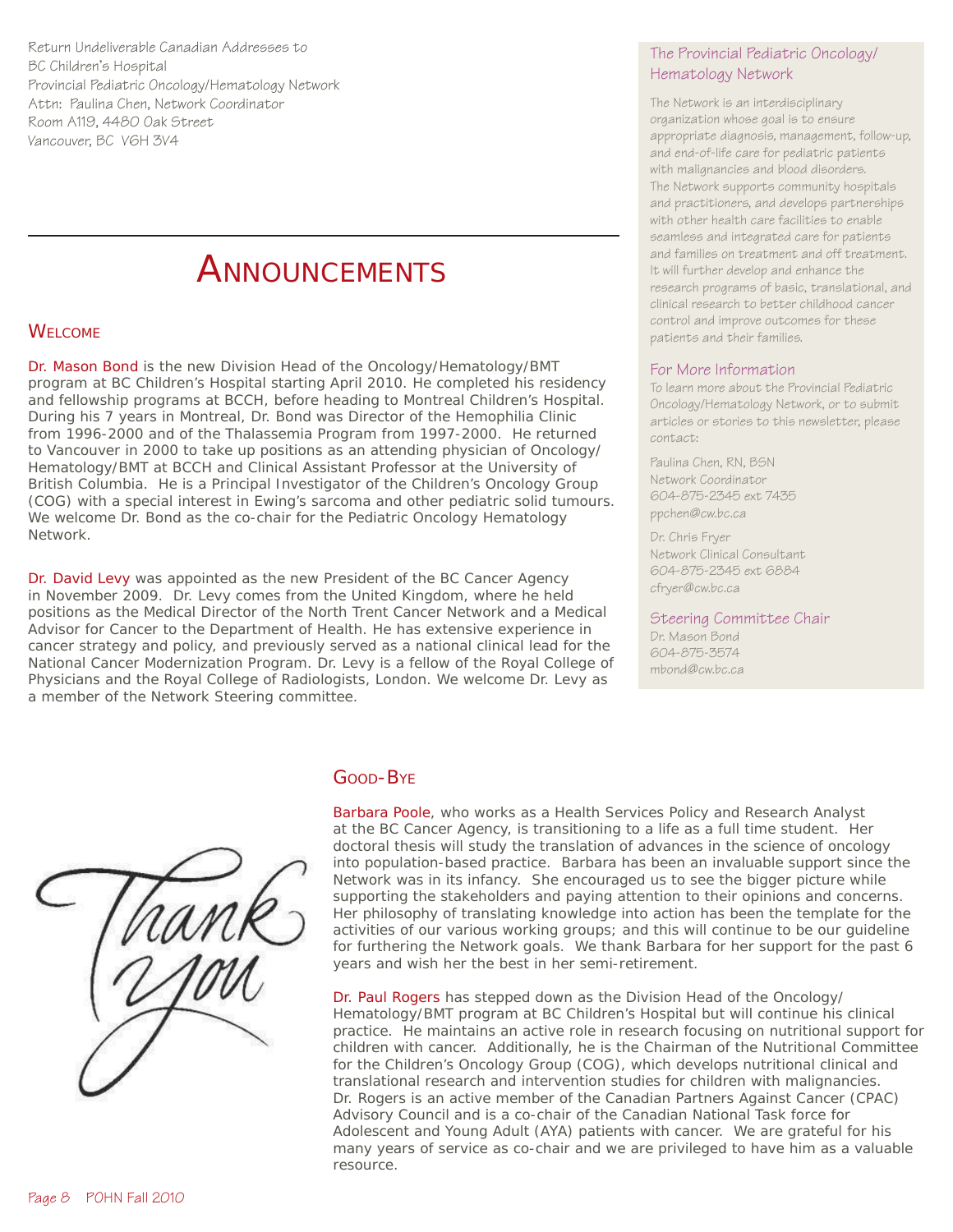Return Undeliverable Canadian Addresses to
BC Children's Hospital
Provincial Pediatric Oncology/Hematology Network
Attn: Paulina Chen, Network Coordinator
Room A119, 4480 Oak Street
Vancouver, BC V6H 3V4

# Announcements

## Welcome

Dr. Mason Bond is the new Division Head of the Oncology/Hematology/BMT program at BC Children's Hospital starting April 2010. He completed his residency and fellowship programs at BCCH, before heading to Montreal Children's Hospital. During his 7 years in Montreal, Dr. Bond was Director of the Hemophilia Clinic from 1996-2000 and of the Thalassemia Program from 1997-2000. He returned to Vancouver in 2000 to take up positions as an attending physician of Oncology/Hematology/BMT at BCCH and Clinical Assistant Professor at the University of British Columbia. He is a Principal Investigator of the Children's Oncology Group (COG) with a special interest in Ewing's sarcoma and other pediatric solid tumours. We welcome Dr. Bond as the co-chair for the Pediatric Oncology Hematology Network.

Dr. David Levy was appointed as the new President of the BC Cancer Agency in November 2009. Dr. Levy comes from the United Kingdom, where he held positions as the Medical Director of the North Trent Cancer Network and a Medical Advisor for Cancer to the Department of Health. He has extensive experience in cancer strategy and policy, and previously served as a national clinical lead for the National Cancer Modernization Program. Dr. Levy is a fellow of the Royal College of Physicians and the Royal College of Radiologists, London. We welcome Dr. Levy as a member of the Network Steering committee.

## Good-Bye

Barbara Poole, who works as a Health Services Policy and Research Analyst at the BC Cancer Agency, is transitioning to a life as a full time student. Her doctoral thesis will study the translation of advances in the science of oncology into population-based practice. Barbara has been an invaluable support since the Network was in its infancy. She encouraged us to see the bigger picture while supporting the stakeholders and paying attention to their opinions and concerns. Her philosophy of translating knowledge into action has been the template for the activities of our various working groups; and this will continue to be our guideline for furthering the Network goals. We thank Barbara for her support for the past 6 years and wish her the best in her semi-retirement.

Dr. Paul Rogers has stepped down as the Division Head of the Oncology/Hematology/BMT program at BC Children's Hospital but will continue his clinical practice. He maintains an active role in research focusing on nutritional support for children with cancer. Additionally, he is the Chairman of the Nutritional Committee for the Children's Oncology Group (COG), which develops nutritional clinical and translational research and intervention studies for children with malignancies. Dr. Rogers is an active member of the Canadian Partners Against Cancer (CPAC) Advisory Council and is a co-chair of the Canadian National Task force for Adolescent and Young Adult (AYA) patients with cancer. We are grateful for his many years of service as co-chair and we are privileged to have him as a valuable resource.

### The Provincial Pediatric Oncology/Hematology Network

The Network is an interdisciplinary organization whose goal is to ensure appropriate diagnosis, management, follow-up, and end-of-life care for pediatric patients with malignancies and blood disorders. The Network supports community hospitals and practitioners, and develops partnerships with other health care facilities to enable seamless and integrated care for patients and families on treatment and off treatment. It will further develop and enhance the research programs of basic, translational, and clinical research to better childhood cancer control and improve outcomes for these patients and their families.

### For More Information

To learn more about the Provincial Pediatric Oncology/Hematology Network, or to submit articles or stories to this newsletter, please contact:

Paulina Chen, RN, BSN
Network Coordinator
604-875-2345 ext 7435
ppchen@cw.bc.ca

Dr. Chris Fryer
Network Clinical Consultant
604-875-2345 ext 6884
cfryer@cw.bc.ca

### Steering Committee Chair

Dr. Mason Bond
604-875-3574
mbond@cw.bc.ca